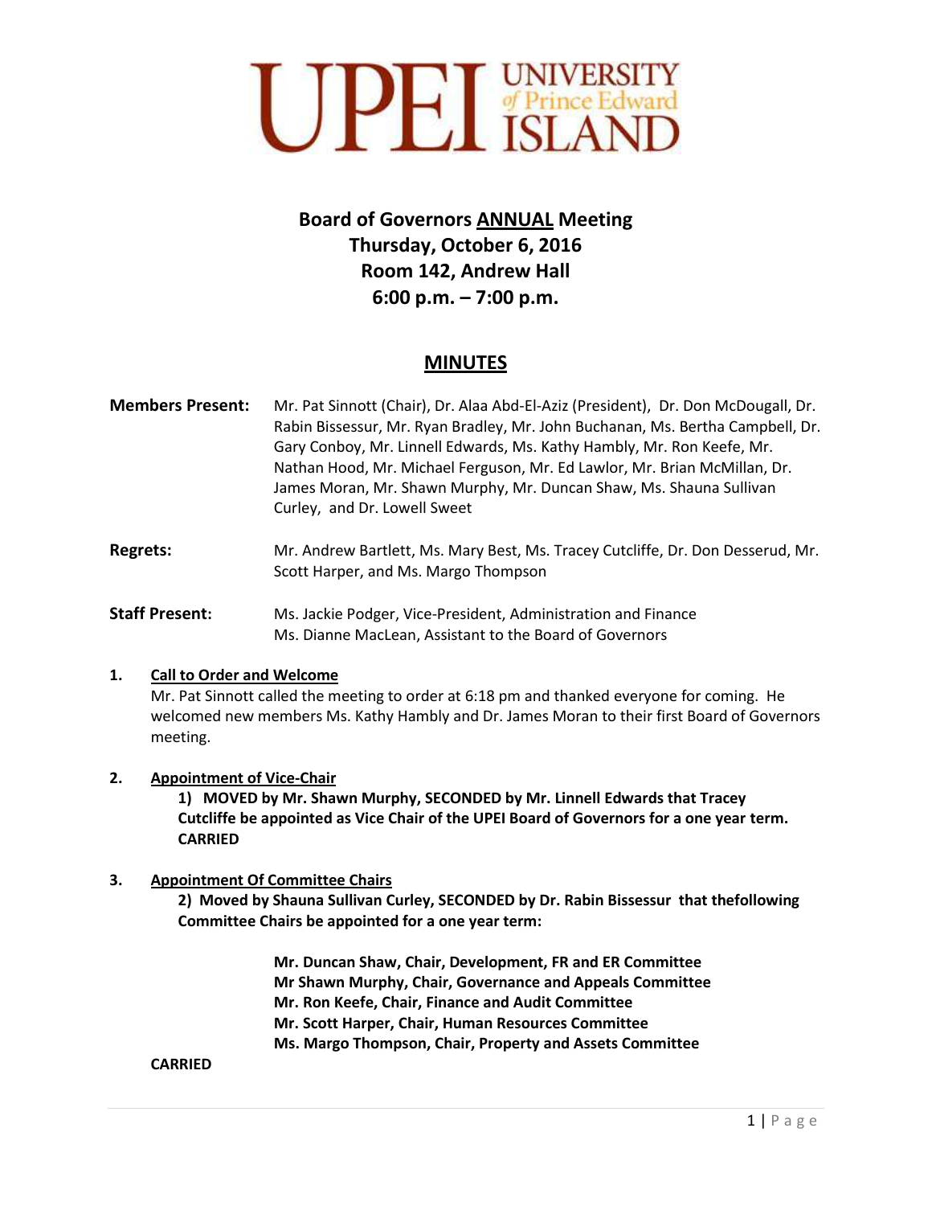# UPEI UNIVERSITY of Prince Edward ISLAND

## Board of Governors ANNUAL Meeting
## Thursday, October 6, 2016
## Room 142, Andrew Hall
## 6:00 p.m. – 7:00 p.m.

## MINUTES

**Members Present:** Mr. Pat Sinnott (Chair), Dr. Alaa Abd-El-Aziz (President), Dr. Don McDougall, Dr. Rabin Bissessur, Mr. Ryan Bradley, Mr. John Buchanan, Ms. Bertha Campbell, Dr. Gary Conboy, Mr. Linnell Edwards, Ms. Kathy Hambly, Mr. Ron Keefe, Mr. Nathan Hood, Mr. Michael Ferguson, Mr. Ed Lawlor, Mr. Brian McMillan, Dr. James Moran, Mr. Shawn Murphy, Mr. Duncan Shaw, Ms. Shauna Sullivan Curley, and Dr. Lowell Sweet

**Regrets:** Mr. Andrew Bartlett, Ms. Mary Best, Ms. Tracey Cutcliffe, Dr. Don Desserud, Mr. Scott Harper, and Ms. Margo Thompson

**Staff Present:** Ms. Jackie Podger, Vice-President, Administration and Finance
Ms. Dianne MacLean, Assistant to the Board of Governors

**1. Call to Order and Welcome**

Mr. Pat Sinnott called the meeting to order at 6:18 pm and thanked everyone for coming. He welcomed new members Ms. Kathy Hambly and Dr. James Moran to their first Board of Governors meeting.

**2. Appointment of Vice-Chair**

**1) MOVED by Mr. Shawn Murphy, SECONDED by Mr. Linnell Edwards that Tracey Cutcliffe be appointed as Vice Chair of the UPEI Board of Governors for a one year term. CARRIED**

**3. Appointment Of Committee Chairs**

**2) Moved by Shauna Sullivan Curley, SECONDED by Dr. Rabin Bissessur that thefollowing Committee Chairs be appointed for a one year term:**

**Mr. Duncan Shaw, Chair, Development, FR and ER Committee**
**Mr Shawn Murphy, Chair, Governance and Appeals Committee**
**Mr. Ron Keefe, Chair, Finance and Audit Committee**
**Mr. Scott Harper, Chair, Human Resources Committee**
**Ms. Margo Thompson, Chair, Property and Assets Committee**

**CARRIED**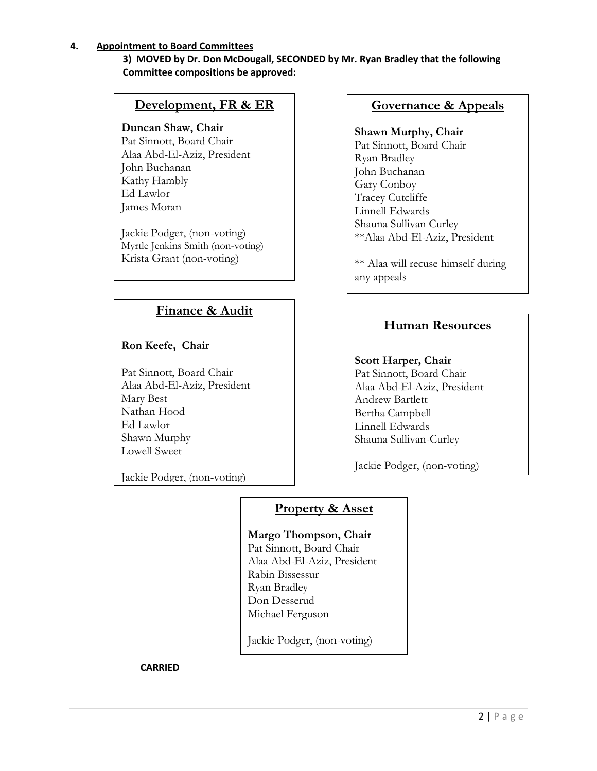## 4. Appointment to Board Committees

**3) MOVED by Dr. Don McDougall, SECONDED by Mr. Ryan Bradley that the following Committee compositions be approved:**

### Development, FR & ER

**Duncan Shaw, Chair**
Pat Sinnott, Board Chair
Alaa Abd-El-Aziz, President
John Buchanan
Kathy Hambly
Ed Lawlor
James Moran

Jackie Podger, (non-voting)
Myrtle Jenkins Smith (non-voting)
Krista Grant (non-voting)

### Governance & Appeals

**Shawn Murphy, Chair**
Pat Sinnott, Board Chair
Ryan Bradley
John Buchanan
Gary Conboy
Tracey Cutcliffe
Linnell Edwards
Shauna Sullivan Curley
**Alaa Abd-El-Aziz, President

** Alaa will recuse himself during any appeals

### Finance & Audit

**Ron Keefe, Chair**

Pat Sinnott, Board Chair
Alaa Abd-El-Aziz, President
Mary Best
Nathan Hood
Ed Lawlor
Shawn Murphy
Lowell Sweet

Jackie Podger, (non-voting)

### Human Resources

**Scott Harper, Chair**
Pat Sinnott, Board Chair
Alaa Abd-El-Aziz, President
Andrew Bartlett
Bertha Campbell
Linnell Edwards
Shauna Sullivan-Curley

Jackie Podger, (non-voting)

### Property & Asset

**Margo Thompson, Chair**
Pat Sinnott, Board Chair
Alaa Abd-El-Aziz, President
Rabin Bissessur
Ryan Bradley
Don Desserud
Michael Ferguson

Jackie Podger, (non-voting)

**CARRIED**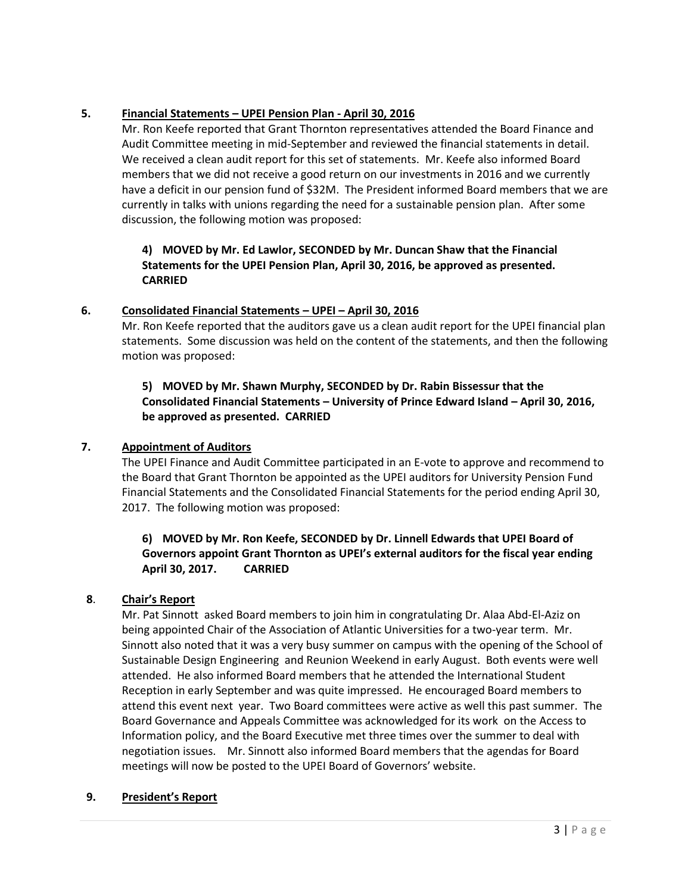**5. Financial Statements – UPEI Pension Plan - April 30, 2016**

Mr. Ron Keefe reported that Grant Thornton representatives attended the Board Finance and Audit Committee meeting in mid-September and reviewed the financial statements in detail. We received a clean audit report for this set of statements. Mr. Keefe also informed Board members that we did not receive a good return on our investments in 2016 and we currently have a deficit in our pension fund of $32M. The President informed Board members that we are currently in talks with unions regarding the need for a sustainable pension plan. After some discussion, the following motion was proposed:

**4) MOVED by Mr. Ed Lawlor, SECONDED by Mr. Duncan Shaw that the Financial Statements for the UPEI Pension Plan, April 30, 2016, be approved as presented. CARRIED**

**6. Consolidated Financial Statements – UPEI – April 30, 2016**

Mr. Ron Keefe reported that the auditors gave us a clean audit report for the UPEI financial plan statements. Some discussion was held on the content of the statements, and then the following motion was proposed:

**5) MOVED by Mr. Shawn Murphy, SECONDED by Dr. Rabin Bissessur that the Consolidated Financial Statements – University of Prince Edward Island – April 30, 2016, be approved as presented. CARRIED**

**7. Appointment of Auditors**

The UPEI Finance and Audit Committee participated in an E-vote to approve and recommend to the Board that Grant Thornton be appointed as the UPEI auditors for University Pension Fund Financial Statements and the Consolidated Financial Statements for the period ending April 30, 2017. The following motion was proposed:

**6) MOVED by Mr. Ron Keefe, SECONDED by Dr. Linnell Edwards that UPEI Board of Governors appoint Grant Thornton as UPEI's external auditors for the fiscal year ending April 30, 2017. CARRIED**

**8. Chair's Report**

Mr. Pat Sinnott asked Board members to join him in congratulating Dr. Alaa Abd-El-Aziz on being appointed Chair of the Association of Atlantic Universities for a two-year term. Mr. Sinnott also noted that it was a very busy summer on campus with the opening of the School of Sustainable Design Engineering and Reunion Weekend in early August. Both events were well attended. He also informed Board members that he attended the International Student Reception in early September and was quite impressed. He encouraged Board members to attend this event next year. Two Board committees were active as well this past summer. The Board Governance and Appeals Committee was acknowledged for its work on the Access to Information policy, and the Board Executive met three times over the summer to deal with negotiation issues. Mr. Sinnott also informed Board members that the agendas for Board meetings will now be posted to the UPEI Board of Governors' website.

**9. President's Report**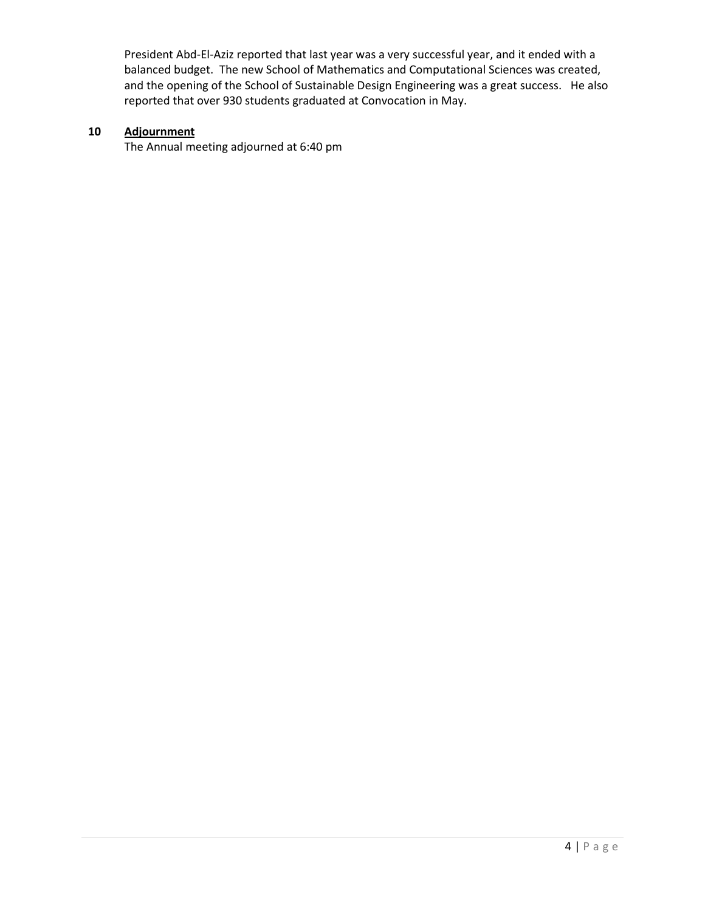President Abd-El-Aziz reported that last year was a very successful year, and it ended with a balanced budget. The new School of Mathematics and Computational Sciences was created, and the opening of the School of Sustainable Design Engineering was a great success. He also reported that over 930 students graduated at Convocation in May.

## 10 Adjournment

The Annual meeting adjourned at 6:40 pm